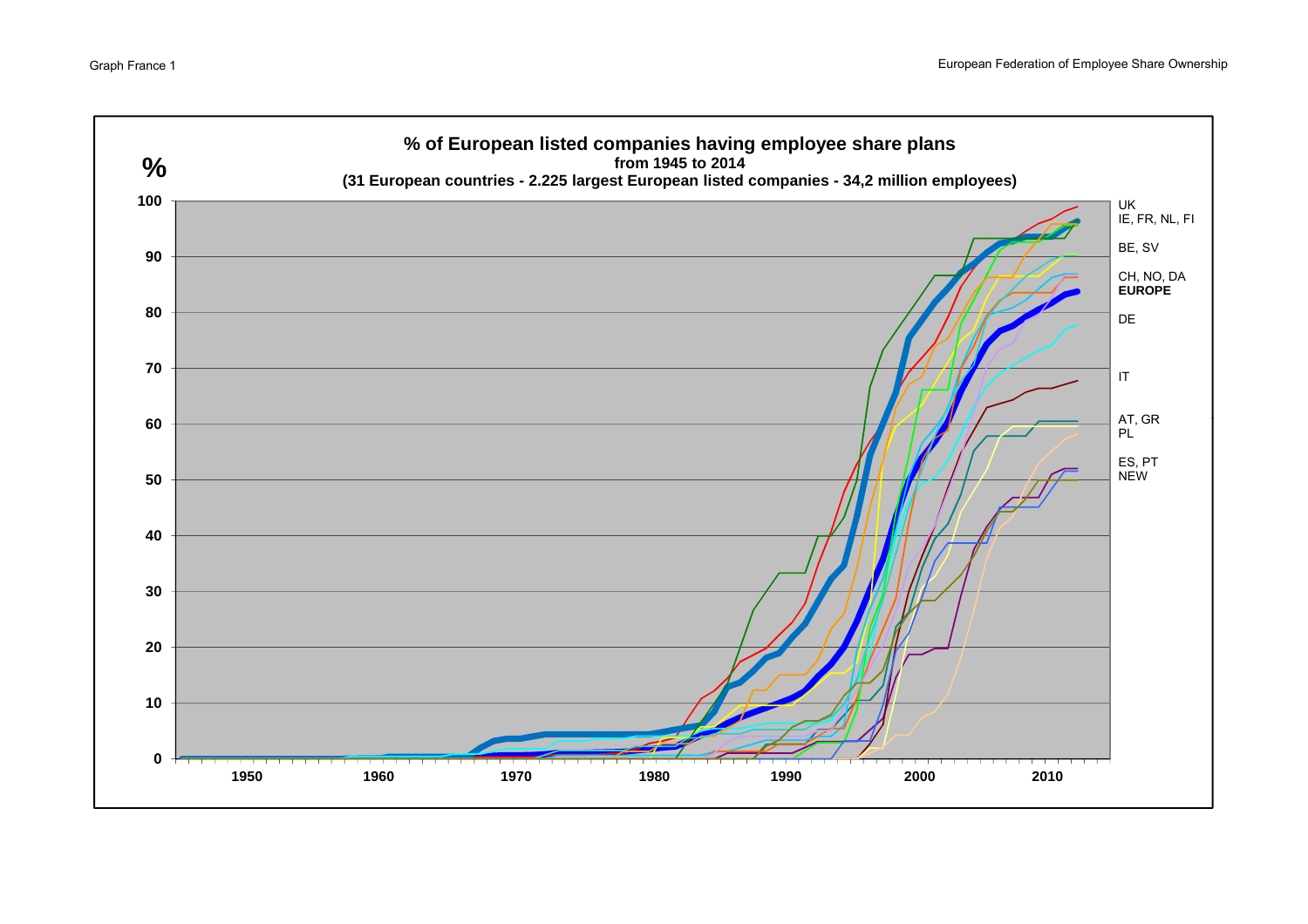Graph France 1

European Federation of Employee Share Ownership

**% of European listed companies having employee share plans**
**from 1945 to 2014**
**(31 European countries - 2.225 largest European listed companies - 34,2 million employees)**

%

100, 90, 80, 70, 60, 50, 40, 30, 20, 10, 0

1950, 1960, 1970, 1980, 1990, 2000, 2010

UK
IE, FR, NL, FI
BE, SV
CH, NO, DA
**EUROPE**
DE
IT
AT, GR
PL
ES, PT
NEW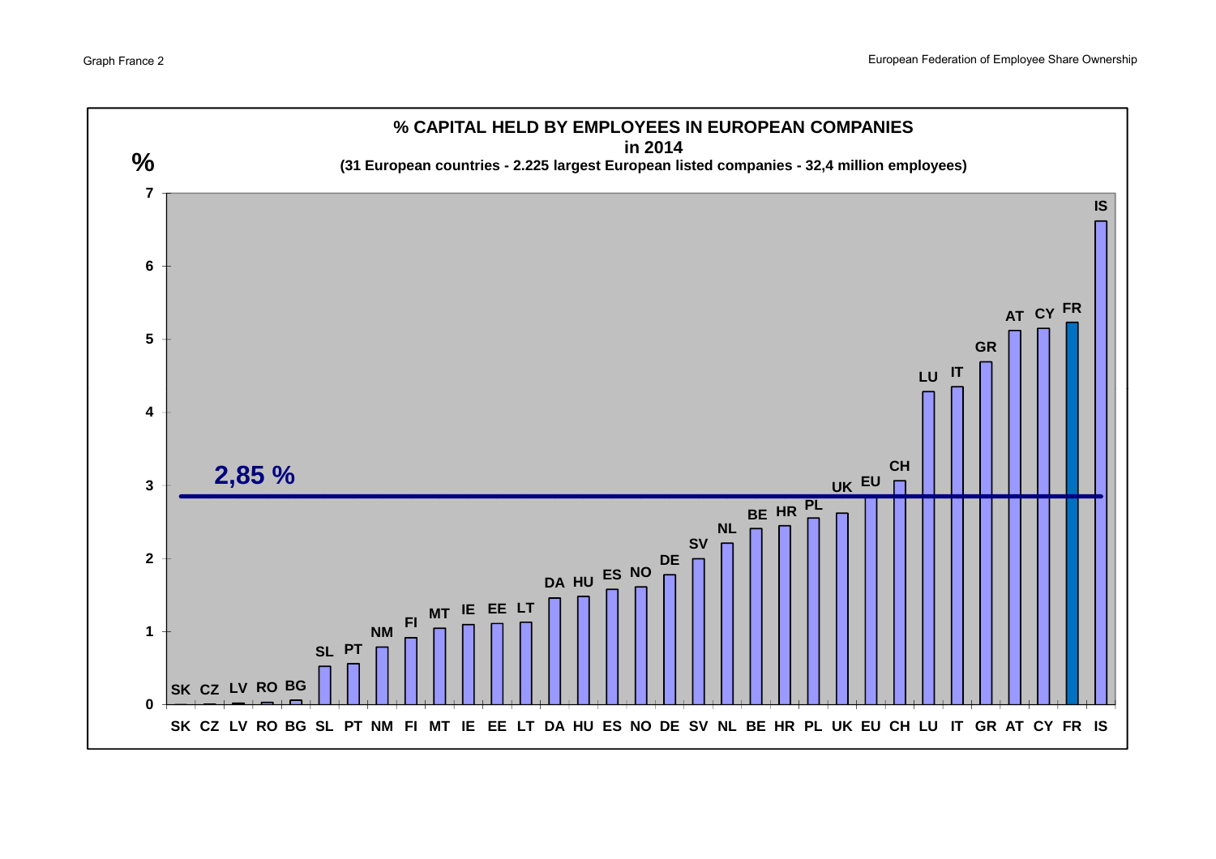# % CAPITAL HELD BY EMPLOYEES IN EUROPEAN COMPANIES in 2014

(31 European countries - 2.225 largest European listed companies - 32,4 million employees)

%

2,85 %

| Country | % |
|---|---|
| SK | |
| CZ | |
| LV | |
| RO | |
| BG | |
| SL | |
| PT | |
| NM | |
| FI | |
| MT | |
| IE | |
| EE | |
| LT | |
| DA | |
| HU | |
| ES | |
| NO | |
| DE | |
| SV | |
| NL | |
| BE | |
| HR | |
| PL | |
| UK | |
| EU | |
| CH | |
| LU | |
| IT | |
| GR | |
| AT | |
| CY | |
| FR | |
| IS | |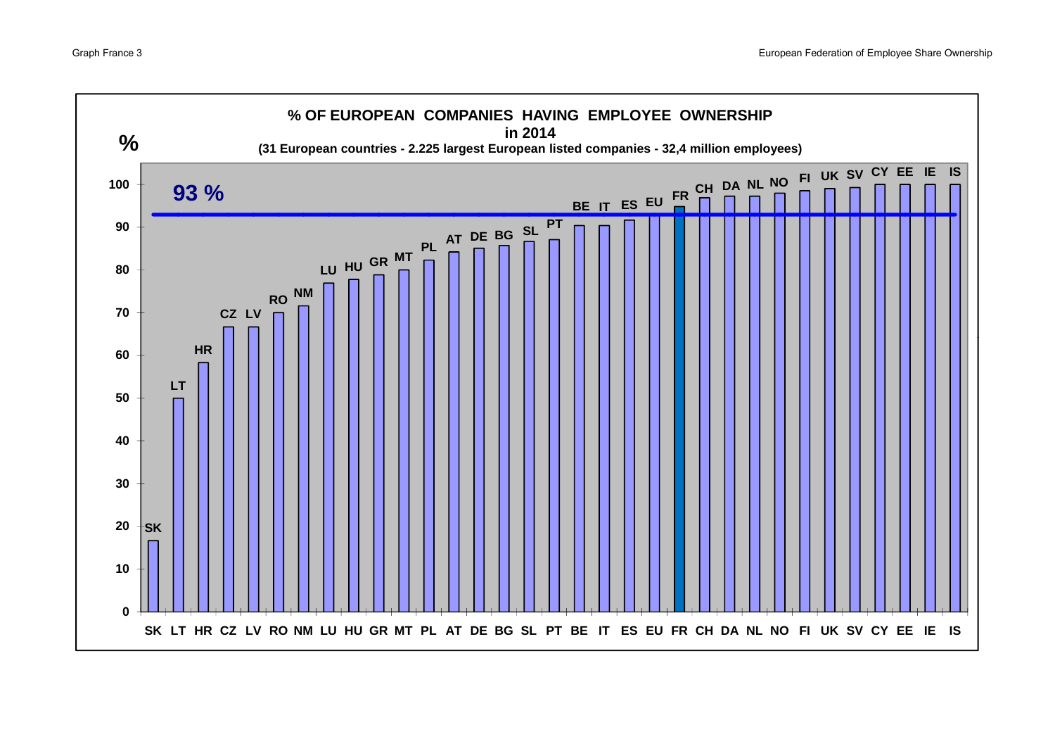# % OF EUROPEAN COMPANIES HAVING EMPLOYEE OWNERSHIP in 2014

(31 European countries - 2.225 largest European listed companies - 32,4 million employees)

93 %

%

| Country | SK | LT | HR | CZ | LV | RO | NM | LU | HU | GR | MT | PL | AT | DE | BG | SL | PT | BE | IT | ES | EU | FR | CH | DA | NL | NO | FI | UK | SV | CY | EE | IE | IS |
|---|---|---|---|---|---|---|---|---|---|---|---|---|---|---|---|---|---|---|---|---|---|---|---|---|---|---|---|---|---|---|---|---|---|
| % (approx.) | 17 | 50 | 58 | 67 | 67 | 70 | 72 | 77 | 78 | 79 | 80 | 82 | 84 | 85 | 86 | 87 | 87 | 90 | 90 | 92 | 93 | 95 | 97 | 97 | 97 | 98 | 99 | 99 | 99 | 100 | 100 | 100 | 100 |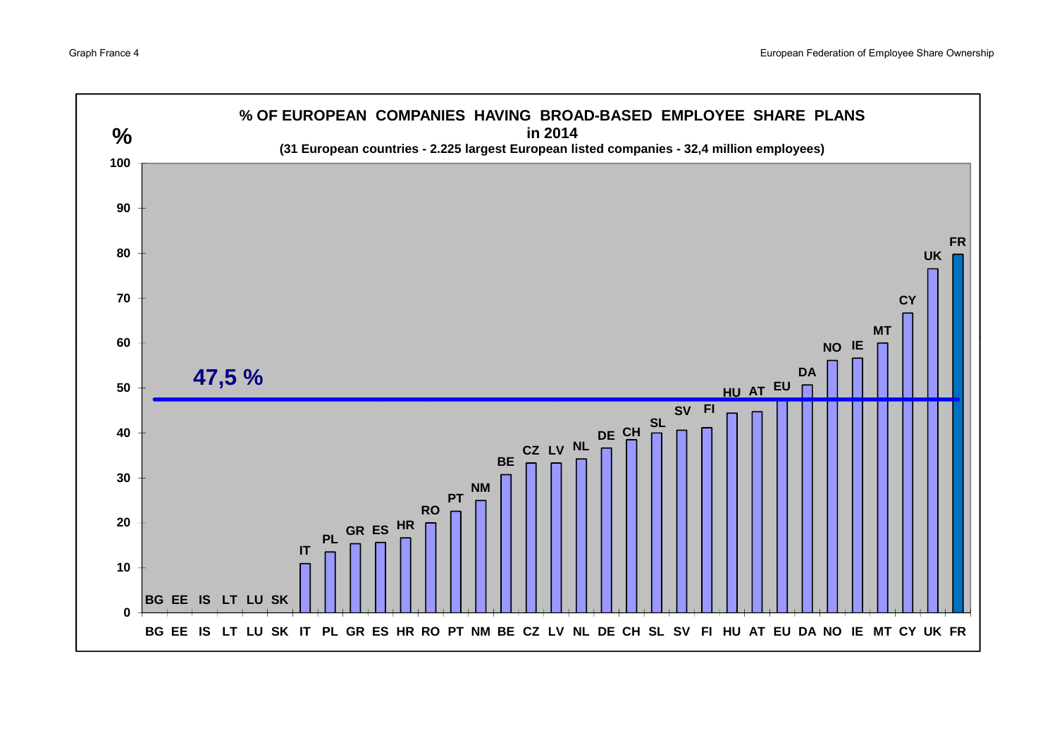# % OF EUROPEAN COMPANIES HAVING BROAD-BASED EMPLOYEE SHARE PLANS in 2014

(31 European countries - 2.225 largest European listed companies - 32,4 million employees)

%

100
90
80
70
60
50
40
30
20
10
0

47,5 %

BG EE IS LT LU SK IT PL GR ES HR RO PT NM BE CZ LV NL DE CH SL SV FI HU AT EU DA NO IE MT CY UK FR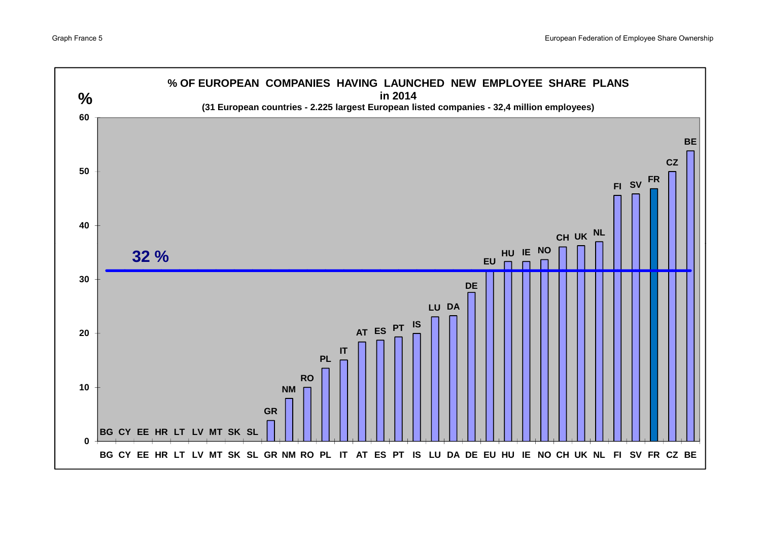## % OF EUROPEAN COMPANIES HAVING LAUNCHED NEW EMPLOYEE SHARE PLANS in 2014

(31 European countries - 2.225 largest European listed companies - 32,4 million employees)

%

32 %

| Country | % |
|---|---|
| BG | 0 |
| CY | 0 |
| EE | 0 |
| HR | 0 |
| LT | 0 |
| LV | 0 |
| MT | 0 |
| SK | 0 |
| SL | 0 |
| GR | ~4 |
| NM | ~8 |
| RO | ~10 |
| PL | ~13.5 |
| IT | ~15 |
| AT | ~18.5 |
| ES | ~18.8 |
| PT | ~19.3 |
| IS | ~20 |
| LU | ~23 |
| DA | ~23.3 |
| DE | ~27.6 |
| EU | ~32 |
| HU | ~33.3 |
| IE | ~33.3 |
| NO | ~33.6 |
| CH | ~36 |
| UK | ~36.2 |
| NL | ~37 |
| FI | ~45.5 |
| SV | ~45.8 |
| FR | ~46.8 |
| CZ | ~50 |
| BE | ~53.8 |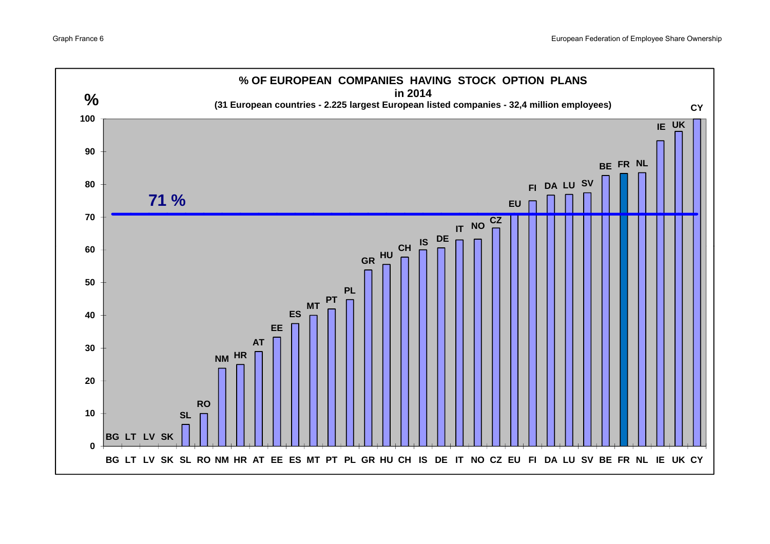# % OF EUROPEAN COMPANIES HAVING STOCK OPTION PLANS in 2014

**(31 European countries - 2.225 largest European listed companies - 32,4 million employees)**

%

100
90
80
70
60
50
40
30
20
10
0

**71 %**

BG LT LV SK SL RO NM HR AT EE ES MT PT PL GR HU CH IS DE IT NO CZ EU FI DA LU SV BE FR NL IE UK CY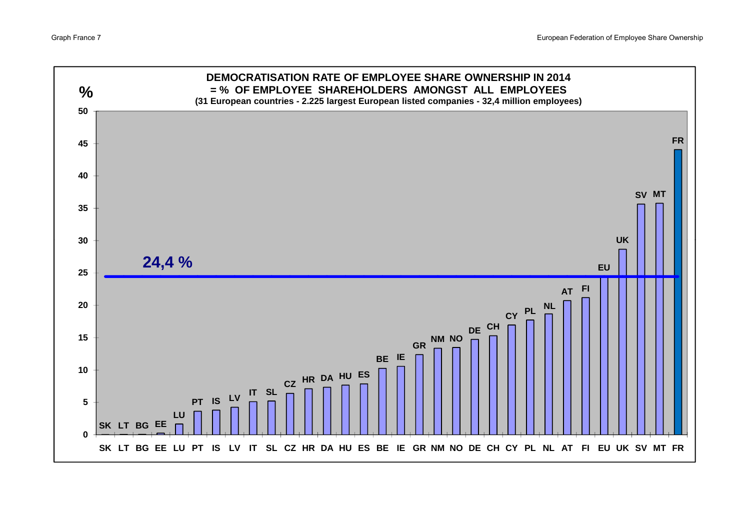## DEMOCRATISATION RATE OF EMPLOYEE SHARE OWNERSHIP IN 2014

**= % OF EMPLOYEE SHAREHOLDERS AMONGST ALL EMPLOYEES**

**(31 European countries - 2.225 largest European listed companies - 32,4 million employees)**

%

50
45
40
35
30
25
20
15
10
5
0

**24,4 %**

SK LT BG EE LU PT IS LV IT SL CZ HR DA HU ES BE IE GR NM NO DE CH CY PL NL AT FI EU UK SV MT FR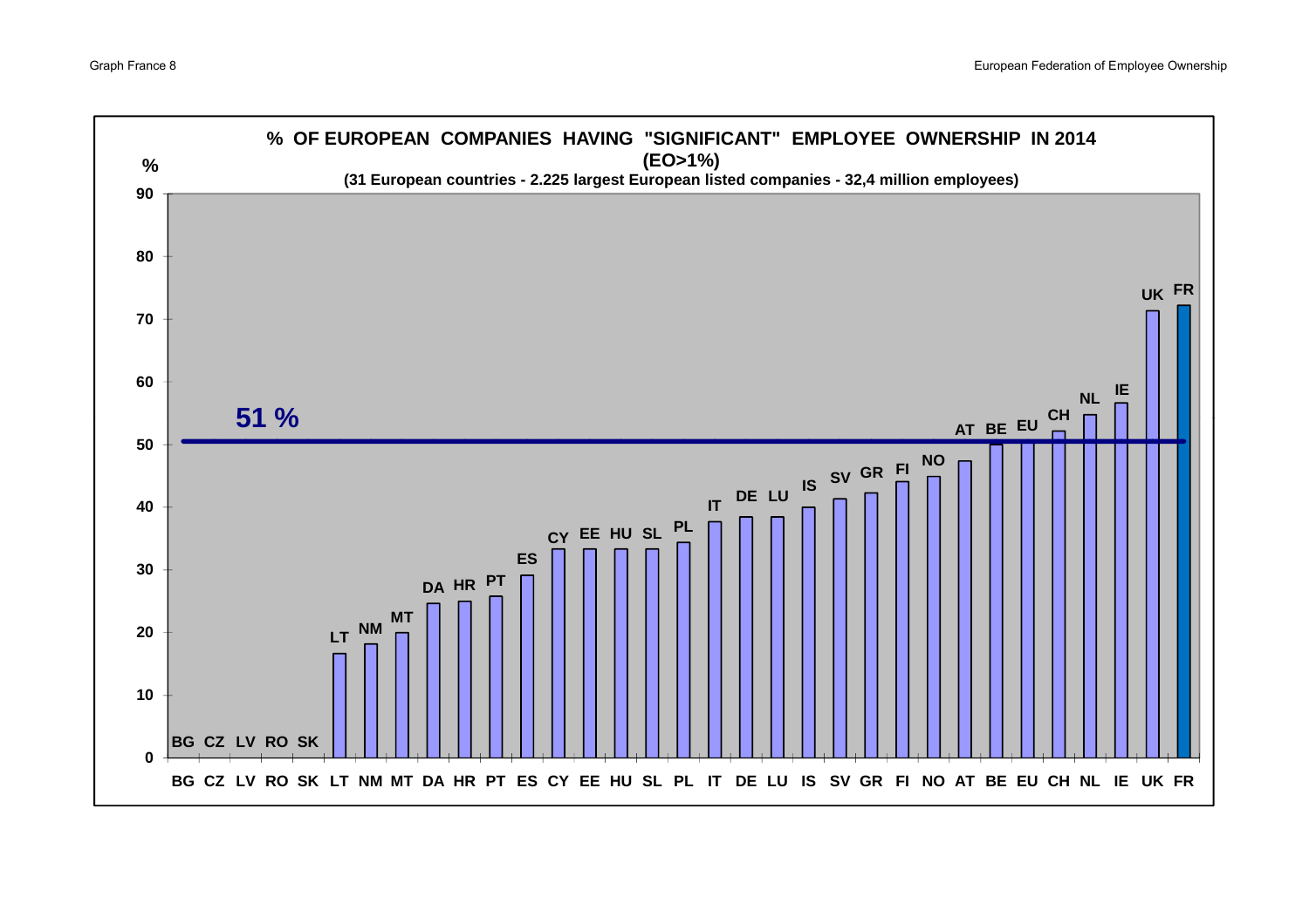% OF EUROPEAN COMPANIES HAVING "SIGNIFICANT" EMPLOYEE OWNERSHIP IN 2014
(EO>1%)
(31 European countries - 2.225 largest European listed companies - 32,4 million employees)

%

90
80
70
60
50
40
30
20
10
0

51 %

BG CZ LV RO SK LT NM MT DA HR PT ES CY EE HU SL PL IT DE LU IS SV GR FI NO AT BE EU CH NL IE UK FR